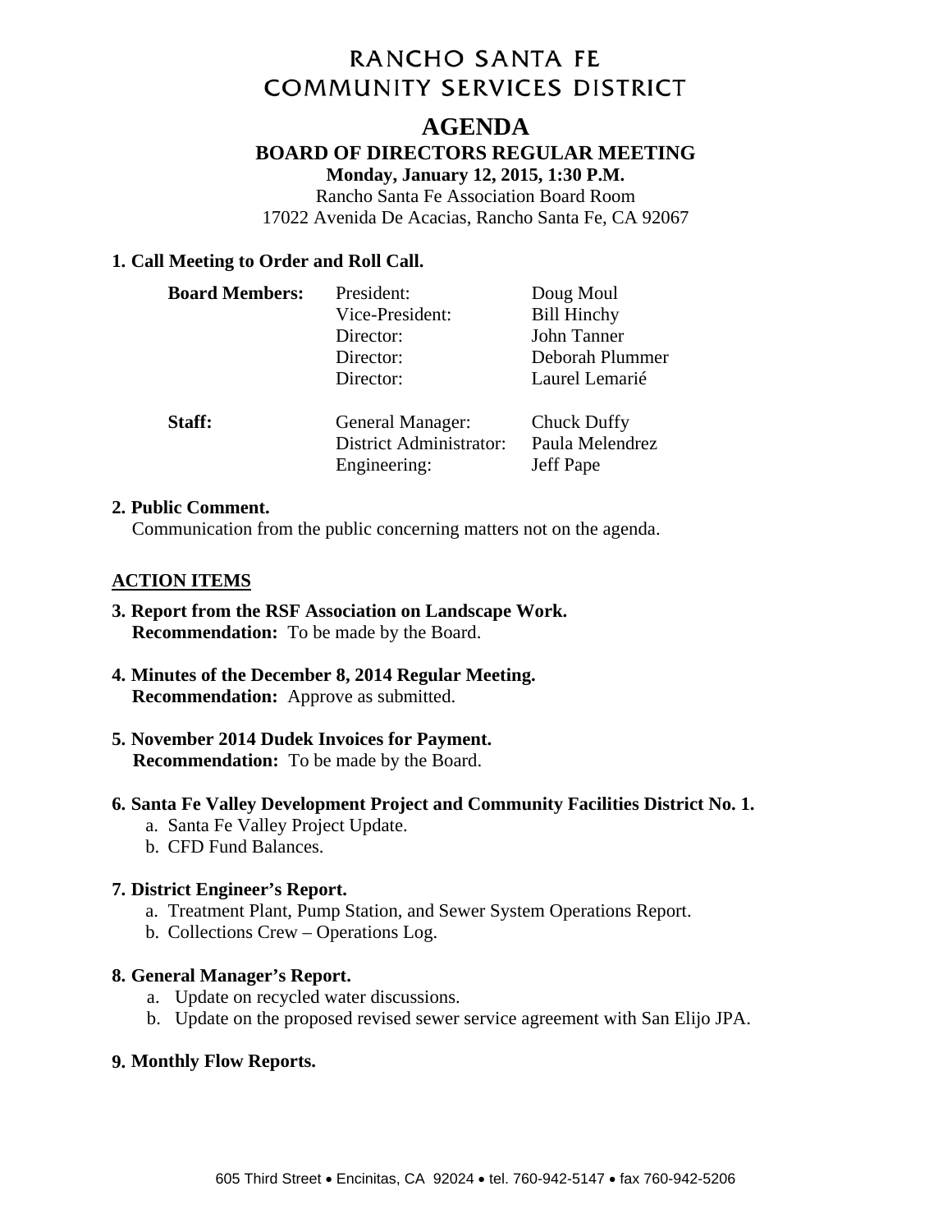# RANCHO SANTA FE COMMUNITY SERVICES DISTRICT

## AGENDA

### BOARD OF DIRECTORS REGULAR MEETING

**Monday, January 12, 2015, 1:30 P.M.**

Rancho Santa Fe Association Board Room
17022 Avenida De Acacias, Rancho Santa Fe, CA 92067

**1. Call Meeting to Order and Roll Call.**

| | | |
|---|---|---|
| **Board Members:** | President: | Doug Moul |
| | Vice-President: | Bill Hinchy |
| | Director: | John Tanner |
| | Director: | Deborah Plummer |
| | Director: | Laurel Lemarié |
| **Staff:** | General Manager: | Chuck Duffy |
| | District Administrator: | Paula Melendrez |
| | Engineering: | Jeff Pape |

**2. Public Comment.**
Communication from the public concerning matters not on the agenda.

**ACTION ITEMS**

**3. Report from the RSF Association on Landscape Work.**
**Recommendation:** To be made by the Board.

**4. Minutes of the December 8, 2014 Regular Meeting.**
**Recommendation:** Approve as submitted.

**5. November 2014 Dudek Invoices for Payment.**
**Recommendation:** To be made by the Board.

**6. Santa Fe Valley Development Project and Community Facilities District No. 1.**
- a. Santa Fe Valley Project Update.
- b. CFD Fund Balances.

**7. District Engineer's Report.**
- a. Treatment Plant, Pump Station, and Sewer System Operations Report.
- b. Collections Crew – Operations Log.

**8. General Manager's Report.**
- a. Update on recycled water discussions.
- b. Update on the proposed revised sewer service agreement with San Elijo JPA.

**9. Monthly Flow Reports.**

605 Third Street • Encinitas, CA 92024 • tel. 760-942-5147 • fax 760-942-5206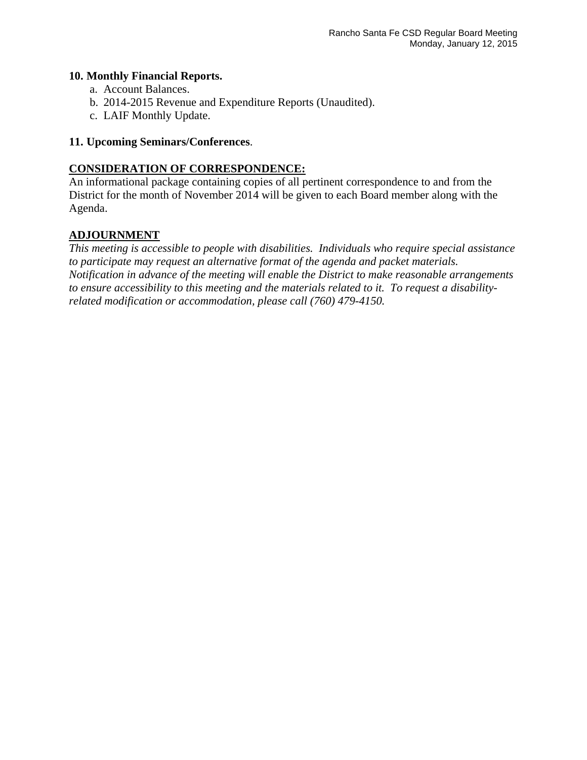**10. Monthly Financial Reports.**

a. Account Balances.
b. 2014-2015 Revenue and Expenditure Reports (Unaudited).
c. LAIF Monthly Update.

**11. Upcoming Seminars/Conferences**.

**CONSIDERATION OF CORRESPONDENCE:**

An informational package containing copies of all pertinent correspondence to and from the District for the month of November 2014 will be given to each Board member along with the Agenda.

**ADJOURNMENT**

*This meeting is accessible to people with disabilities. Individuals who require special assistance to participate may request an alternative format of the agenda and packet materials. Notification in advance of the meeting will enable the District to make reasonable arrangements to ensure accessibility to this meeting and the materials related to it. To request a disability-related modification or accommodation, please call (760) 479-4150.*